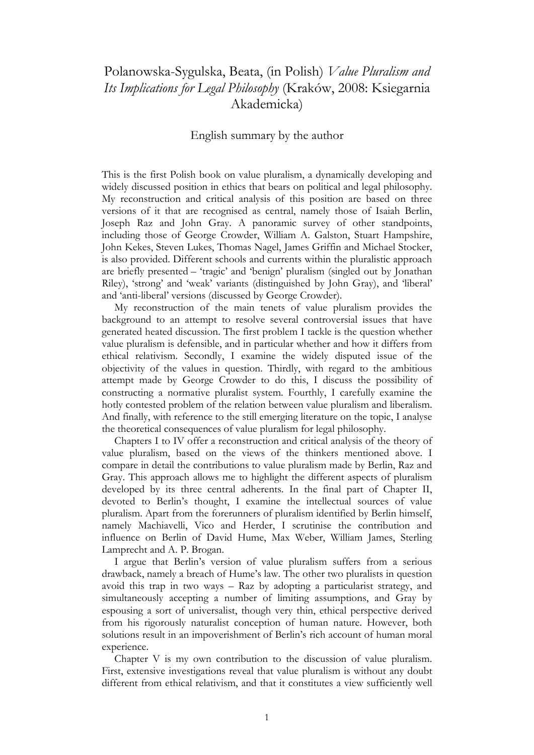# Polanowska-Sygulska, Beata, (in Polish) *Value Pluralism and Its Implications for Legal Philosophy* (Kraków, 2008: Ksiegarnia Akademicka)

## English summary by the author

This is the first Polish book on value pluralism, a dynamically developing and widely discussed position in ethics that bears on political and legal philosophy. My reconstruction and critical analysis of this position are based on three versions of it that are recognised as central, namely those of Isaiah Berlin, Joseph Raz and John Gray. A panoramic survey of other standpoints, including those of George Crowder, William A. Galston, Stuart Hampshire, John Kekes, Steven Lukes, Thomas Nagel, James Griffin and Michael Stocker, is also provided. Different schools and currents within the pluralistic approach are briefly presented – 'tragic' and 'benign' pluralism (singled out by Jonathan Riley), 'strong' and 'weak' variants (distinguished by John Gray), and 'liberal' and 'anti-liberal' versions (discussed by George Crowder).

My reconstruction of the main tenets of value pluralism provides the background to an attempt to resolve several controversial issues that have generated heated discussion. The first problem I tackle is the question whether value pluralism is defensible, and in particular whether and how it differs from ethical relativism. Secondly, I examine the widely disputed issue of the objectivity of the values in question. Thirdly, with regard to the ambitious attempt made by George Crowder to do this, I discuss the possibility of constructing a normative pluralist system. Fourthly, I carefully examine the hotly contested problem of the relation between value pluralism and liberalism. And finally, with reference to the still emerging literature on the topic, I analyse the theoretical consequences of value pluralism for legal philosophy.

Chapters I to IV offer a reconstruction and critical analysis of the theory of value pluralism, based on the views of the thinkers mentioned above. I compare in detail the contributions to value pluralism made by Berlin, Raz and Gray. This approach allows me to highlight the different aspects of pluralism developed by its three central adherents. In the final part of Chapter II, devoted to Berlin's thought, I examine the intellectual sources of value pluralism. Apart from the forerunners of pluralism identified by Berlin himself, namely Machiavelli, Vico and Herder, I scrutinise the contribution and influence on Berlin of David Hume, Max Weber, William James, Sterling Lamprecht and A. P. Brogan.

I argue that Berlin's version of value pluralism suffers from a serious drawback, namely a breach of Hume's law. The other two pluralists in question avoid this trap in two ways – Raz by adopting a particularist strategy, and simultaneously accepting a number of limiting assumptions, and Gray by espousing a sort of universalist, though very thin, ethical perspective derived from his rigorously naturalist conception of human nature. However, both solutions result in an impoverishment of Berlin's rich account of human moral experience.

Chapter V is my own contribution to the discussion of value pluralism. First, extensive investigations reveal that value pluralism is without any doubt different from ethical relativism, and that it constitutes a view sufficiently well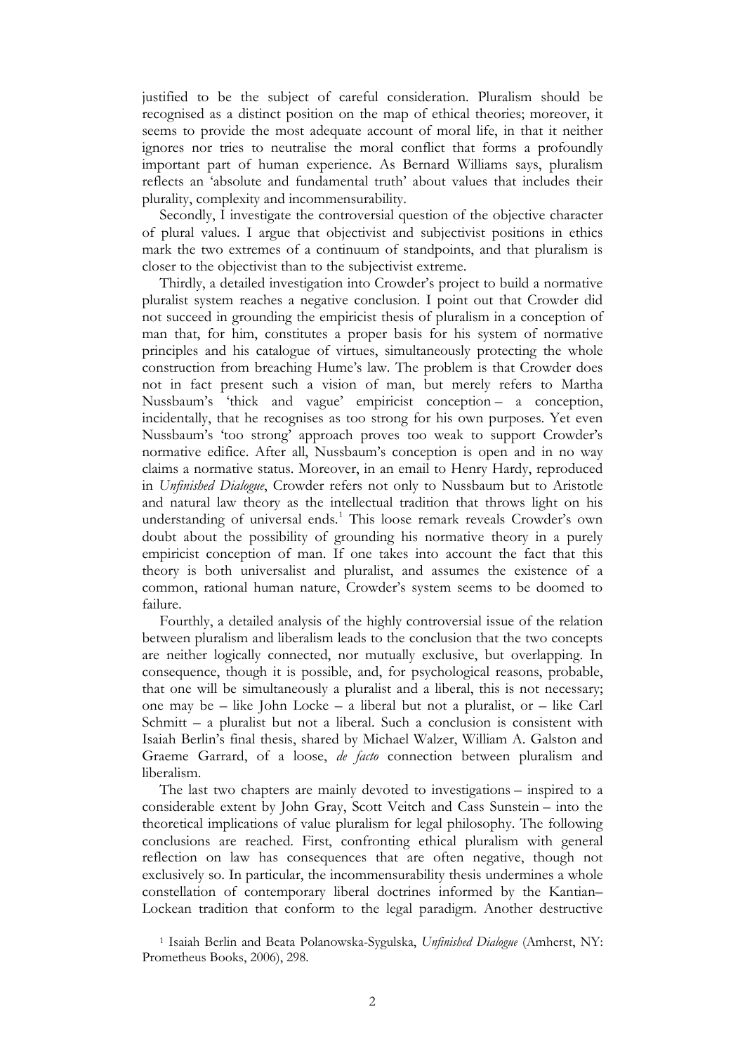justified to be the subject of careful consideration. Pluralism should be recognised as a distinct position on the map of ethical theories; moreover, it seems to provide the most adequate account of moral life, in that it neither ignores nor tries to neutralise the moral conflict that forms a profoundly important part of human experience. As Bernard Williams says, pluralism reflects an 'absolute and fundamental truth' about values that includes their plurality, complexity and incommensurability.

Secondly, I investigate the controversial question of the objective character of plural values. I argue that objectivist and subjectivist positions in ethics mark the two extremes of a continuum of standpoints, and that pluralism is closer to the objectivist than to the subjectivist extreme.

Thirdly, a detailed investigation into Crowder's project to build a normative pluralist system reaches a negative conclusion. I point out that Crowder did not succeed in grounding the empiricist thesis of pluralism in a conception of man that, for him, constitutes a proper basis for his system of normative principles and his catalogue of virtues, simultaneously protecting the whole construction from breaching Hume's law. The problem is that Crowder does not in fact present such a vision of man, but merely refers to Martha Nussbaum's 'thick and vague' empiricist conception – a conception, incidentally, that he recognises as too strong for his own purposes. Yet even Nussbaum's 'too strong' approach proves too weak to support Crowder's normative edifice. After all, Nussbaum's conception is open and in no way claims a normative status. Moreover, in an email to Henry Hardy, reproduced in *Unfinished Dialogue*, Crowder refers not only to Nussbaum but to Aristotle and natural law theory as the intellectual tradition that throws light on his understanding of universal ends.[1] This loose remark reveals Crowder's own doubt about the possibility of grounding his normative theory in a purely empiricist conception of man. If one takes into account the fact that this theory is both universalist and pluralist, and assumes the existence of a common, rational human nature, Crowder's system seems to be doomed to failure.

Fourthly, a detailed analysis of the highly controversial issue of the relation between pluralism and liberalism leads to the conclusion that the two concepts are neither logically connected, nor mutually exclusive, but overlapping. In consequence, though it is possible, and, for psychological reasons, probable, that one will be simultaneously a pluralist and a liberal, this is not necessary; one may be – like John Locke – a liberal but not a pluralist, or – like Carl Schmitt – a pluralist but not a liberal. Such a conclusion is consistent with Isaiah Berlin's final thesis, shared by Michael Walzer, William A. Galston and Graeme Garrard, of a loose, *de facto* connection between pluralism and liberalism.

The last two chapters are mainly devoted to investigations – inspired to a considerable extent by John Gray, Scott Veitch and Cass Sunstein – into the theoretical implications of value pluralism for legal philosophy. The following conclusions are reached. First, confronting ethical pluralism with general reflection on law has consequences that are often negative, though not exclusively so. In particular, the incommensurability thesis undermines a whole constellation of contemporary liberal doctrines informed by the Kantian–Lockean tradition that conform to the legal paradigm. Another destructive

[1] Isaiah Berlin and Beata Polanowska-Sygulska, *Unfinished Dialogue* (Amherst, NY: Prometheus Books, 2006), 298.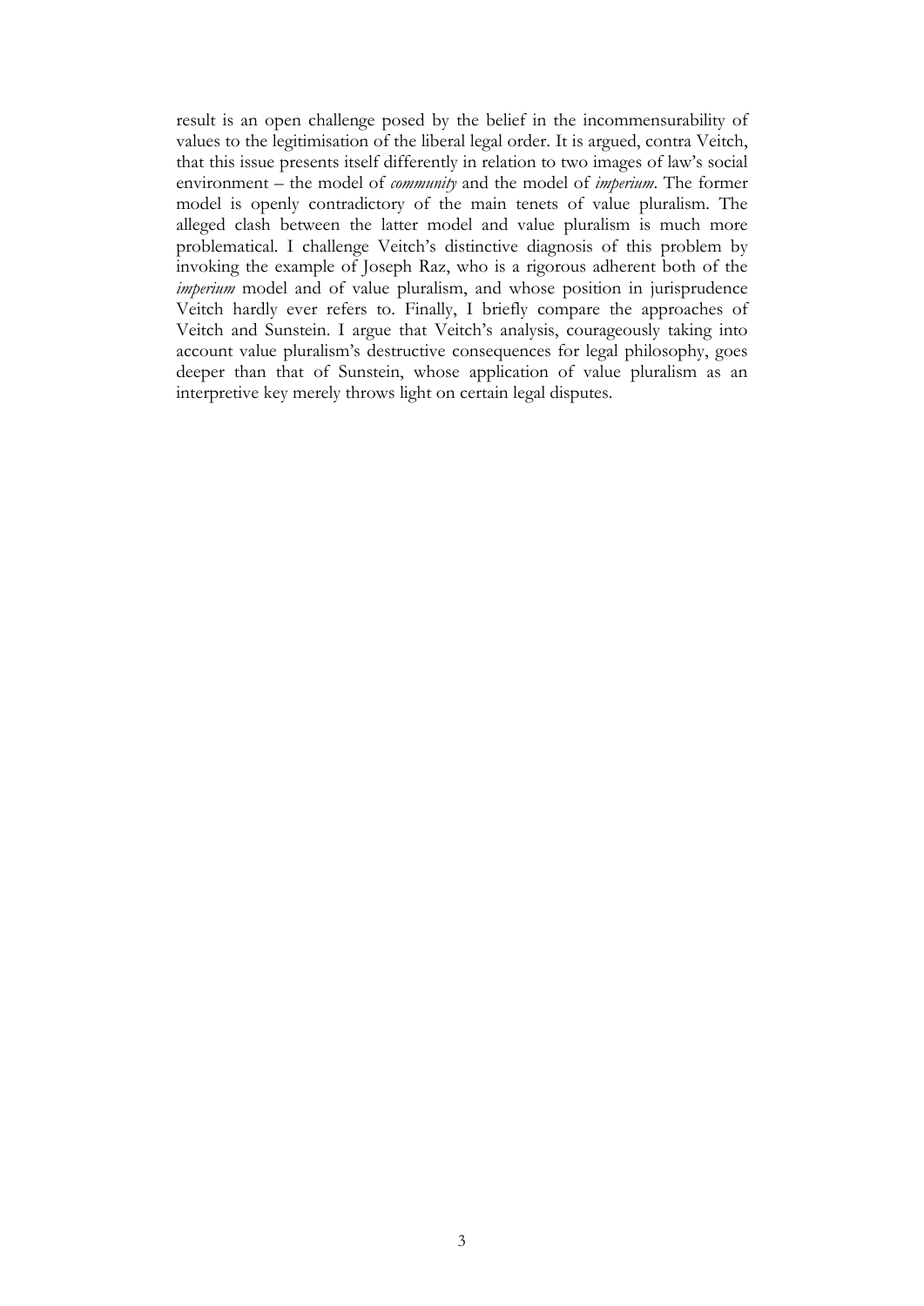result is an open challenge posed by the belief in the incommensurability of values to the legitimisation of the liberal legal order. It is argued, contra Veitch, that this issue presents itself differently in relation to two images of law's social environment – the model of *community* and the model of *imperium*. The former model is openly contradictory of the main tenets of value pluralism. The alleged clash between the latter model and value pluralism is much more problematical. I challenge Veitch's distinctive diagnosis of this problem by invoking the example of Joseph Raz, who is a rigorous adherent both of the *imperium* model and of value pluralism, and whose position in jurisprudence Veitch hardly ever refers to. Finally, I briefly compare the approaches of Veitch and Sunstein. I argue that Veitch's analysis, courageously taking into account value pluralism's destructive consequences for legal philosophy, goes deeper than that of Sunstein, whose application of value pluralism as an interpretive key merely throws light on certain legal disputes.